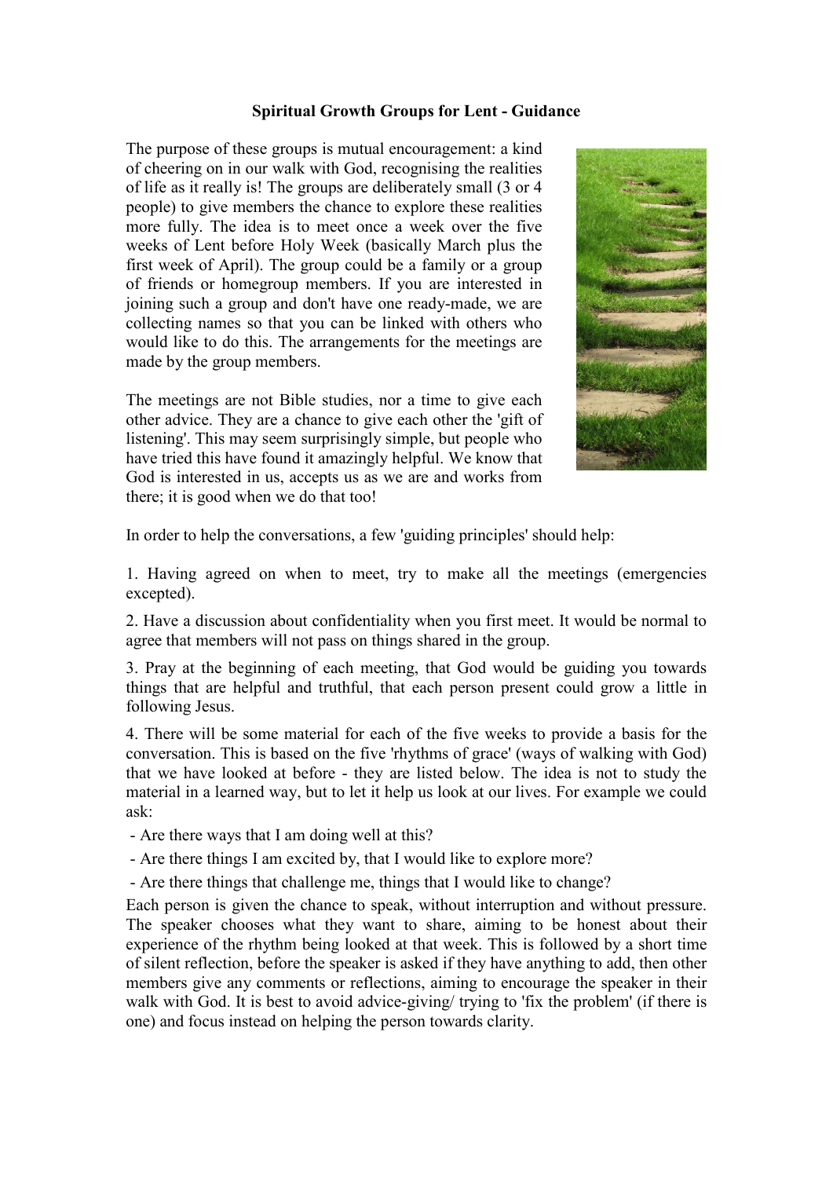# Spiritual Growth Groups for Lent - Guidance

The purpose of these groups is mutual encouragement: a kind of cheering on in our walk with God, recognising the realities of life as it really is! The groups are deliberately small (3 or 4 people) to give members the chance to explore these realities more fully. The idea is to meet once a week over the five weeks of Lent before Holy Week (basically March plus the first week of April). The group could be a family or a group of friends or homegroup members. If you are interested in joining such a group and don't have one ready-made, we are collecting names so that you can be linked with others who would like to do this. The arrangements for the meetings are made by the group members.

The meetings are not Bible studies, nor a time to give each other advice. They are a chance to give each other the 'gift of listening'. This may seem surprisingly simple, but people who have tried this have found it amazingly helpful. We know that God is interested in us, accepts us as we are and works from there; it is good when we do that too!

In order to help the conversations, a few 'guiding principles' should help:

1. Having agreed on when to meet, try to make all the meetings (emergencies excepted).

2. Have a discussion about confidentiality when you first meet. It would be normal to agree that members will not pass on things shared in the group.

3. Pray at the beginning of each meeting, that God would be guiding you towards things that are helpful and truthful, that each person present could grow a little in following Jesus.

4. There will be some material for each of the five weeks to provide a basis for the conversation. This is based on the five 'rhythms of grace' (ways of walking with God) that we have looked at before - they are listed below. The idea is not to study the material in a learned way, but to let it help us look at our lives. For example we could ask:

- Are there ways that I am doing well at this?
- Are there things I am excited by, that I would like to explore more?
- Are there things that challenge me, things that I would like to change?

Each person is given the chance to speak, without interruption and without pressure. The speaker chooses what they want to share, aiming to be honest about their experience of the rhythm being looked at that week. This is followed by a short time of silent reflection, before the speaker is asked if they have anything to add, then other members give any comments or reflections, aiming to encourage the speaker in their walk with God. It is best to avoid advice-giving/ trying to 'fix the problem' (if there is one) and focus instead on helping the person towards clarity.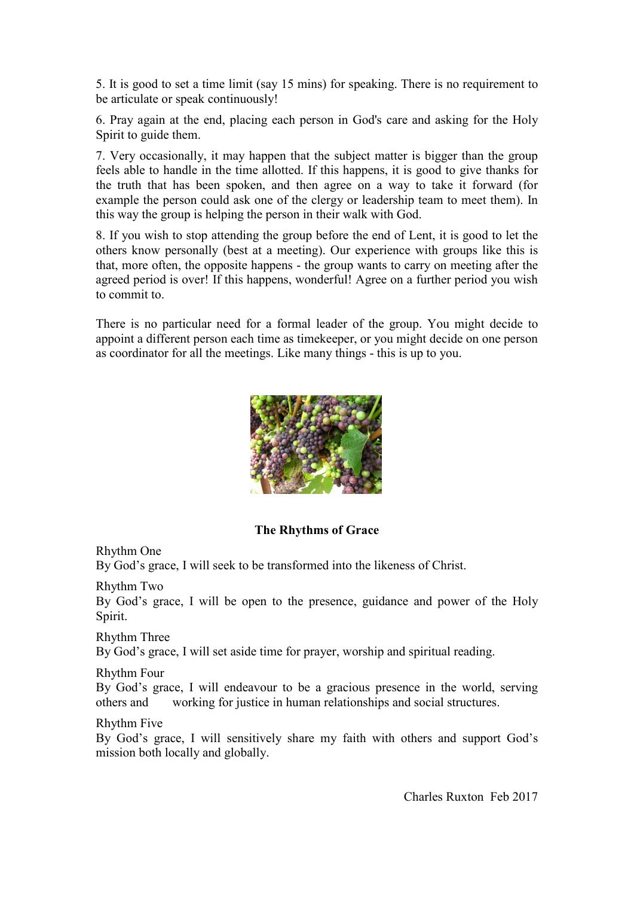5. It is good to set a time limit (say 15 mins) for speaking. There is no requirement to be articulate or speak continuously!

6. Pray again at the end, placing each person in God's care and asking for the Holy Spirit to guide them.

7. Very occasionally, it may happen that the subject matter is bigger than the group feels able to handle in the time allotted. If this happens, it is good to give thanks for the truth that has been spoken, and then agree on a way to take it forward (for example the person could ask one of the clergy or leadership team to meet them). In this way the group is helping the person in their walk with God.

8. If you wish to stop attending the group before the end of Lent, it is good to let the others know personally (best at a meeting). Our experience with groups like this is that, more often, the opposite happens - the group wants to carry on meeting after the agreed period is over! If this happens, wonderful! Agree on a further period you wish to commit to.

There is no particular need for a formal leader of the group. You might decide to appoint a different person each time as timekeeper, or you might decide on one person as coordinator for all the meetings. Like many things - this is up to you.

**The Rhythms of Grace**

Rhythm One
By God's grace, I will seek to be transformed into the likeness of Christ.

Rhythm Two
By God's grace, I will be open to the presence, guidance and power of the Holy Spirit.

Rhythm Three
By God's grace, I will set aside time for prayer, worship and spiritual reading.

Rhythm Four
By God's grace, I will endeavour to be a gracious presence in the world, serving others and working for justice in human relationships and social structures.

Rhythm Five
By God's grace, I will sensitively share my faith with others and support God's mission both locally and globally.

Charles Ruxton Feb 2017